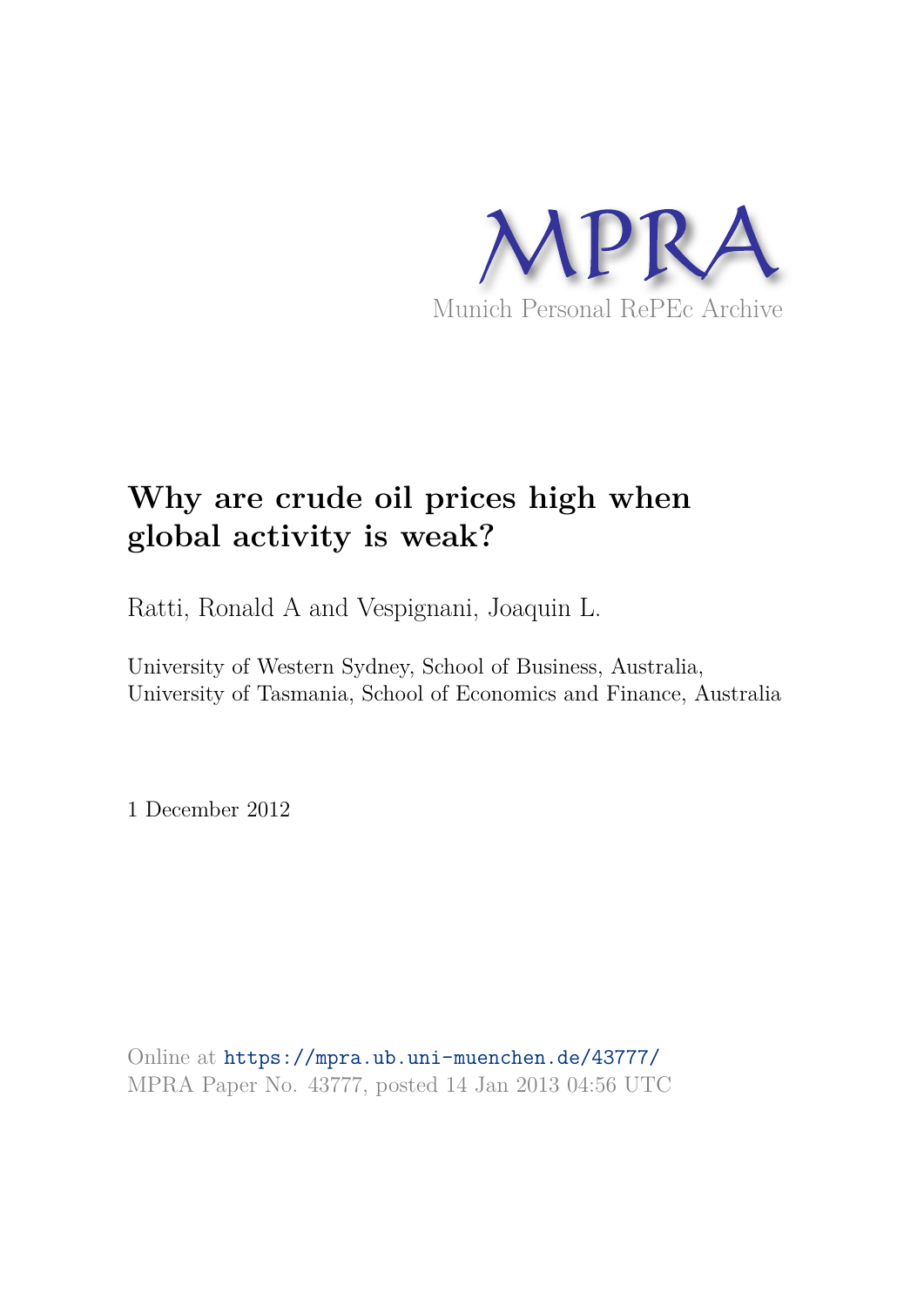MPRA

Munich Personal RePEc Archive

# Why are crude oil prices high when global activity is weak?

Ratti, Ronald A and Vespignani, Joaquin L.

University of Western Sydney, School of Business, Australia,
University of Tasmania, School of Economics and Finance, Australia

1 December 2012

Online at https://mpra.ub.uni-muenchen.de/43777/
MPRA Paper No. 43777, posted 14 Jan 2013 04:56 UTC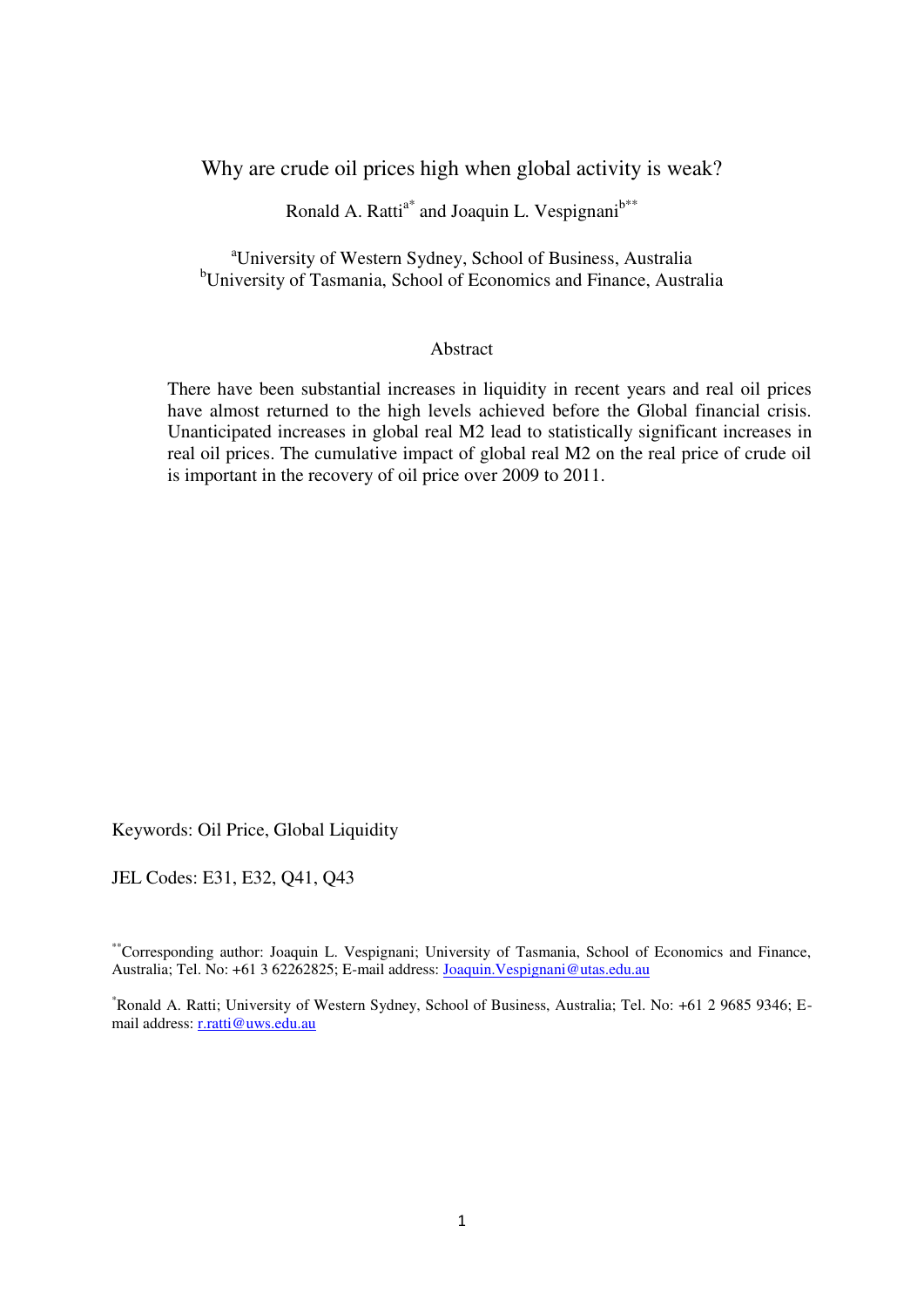# Why are crude oil prices high when global activity is weak?

Ronald A. Ratti[a*] and Joaquin L. Vespignani[b**]

[a]University of Western Sydney, School of Business, Australia
[b]University of Tasmania, School of Economics and Finance, Australia

## Abstract

There have been substantial increases in liquidity in recent years and real oil prices have almost returned to the high levels achieved before the Global financial crisis. Unanticipated increases in global real M2 lead to statistically significant increases in real oil prices. The cumulative impact of global real M2 on the real price of crude oil is important in the recovery of oil price over 2009 to 2011.

Keywords: Oil Price, Global Liquidity

JEL Codes: E31, E32, Q41, Q43

[**]Corresponding author: Joaquin L. Vespignani; University of Tasmania, School of Economics and Finance, Australia; Tel. No: +61 3 62262825; E-mail address: Joaquin.Vespignani@utas.edu.au

[*]Ronald A. Ratti; University of Western Sydney, School of Business, Australia; Tel. No: +61 2 9685 9346; E-mail address: r.ratti@uws.edu.au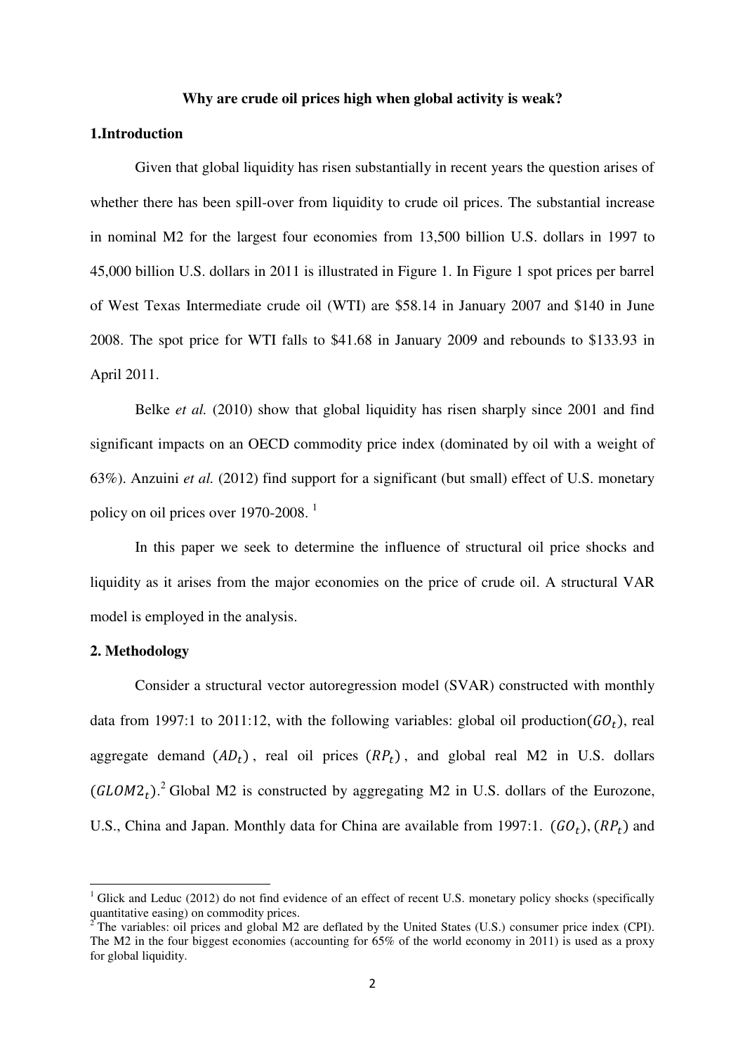**Why are crude oil prices high when global activity is weak?**

## 1. Introduction

Given that global liquidity has risen substantially in recent years the question arises of whether there has been spill-over from liquidity to crude oil prices. The substantial increase in nominal M2 for the largest four economies from 13,500 billion U.S. dollars in 1997 to 45,000 billion U.S. dollars in 2011 is illustrated in Figure 1. In Figure 1 spot prices per barrel of West Texas Intermediate crude oil (WTI) are \$58.14 in January 2007 and \$140 in June 2008. The spot price for WTI falls to \$41.68 in January 2009 and rebounds to \$133.93 in April 2011.

Belke *et al.* (2010) show that global liquidity has risen sharply since 2001 and find significant impacts on an OECD commodity price index (dominated by oil with a weight of 63%). Anzuini *et al.* (2012) find support for a significant (but small) effect of U.S. monetary policy on oil prices over 1970-2008. [1]

In this paper we seek to determine the influence of structural oil price shocks and liquidity as it arises from the major economies on the price of crude oil. A structural VAR model is employed in the analysis.

## 2. Methodology

Consider a structural vector autoregression model (SVAR) constructed with monthly data from 1997:1 to 2011:12, with the following variables: global oil production($GO_t$), real aggregate demand ($AD_t$), real oil prices ($RP_t$), and global real M2 in U.S. dollars ($GLOM2_t$).[2] Global M2 is constructed by aggregating M2 in U.S. dollars of the Eurozone, U.S., China and Japan. Monthly data for China are available from 1997:1. ($GO_t$), ($RP_t$) and

---

[1] Glick and Leduc (2012) do not find evidence of an effect of recent U.S. monetary policy shocks (specifically quantitative easing) on commodity prices.

[2] The variables: oil prices and global M2 are deflated by the United States (U.S.) consumer price index (CPI). The M2 in the four biggest economies (accounting for 65% of the world economy in 2011) is used as a proxy for global liquidity.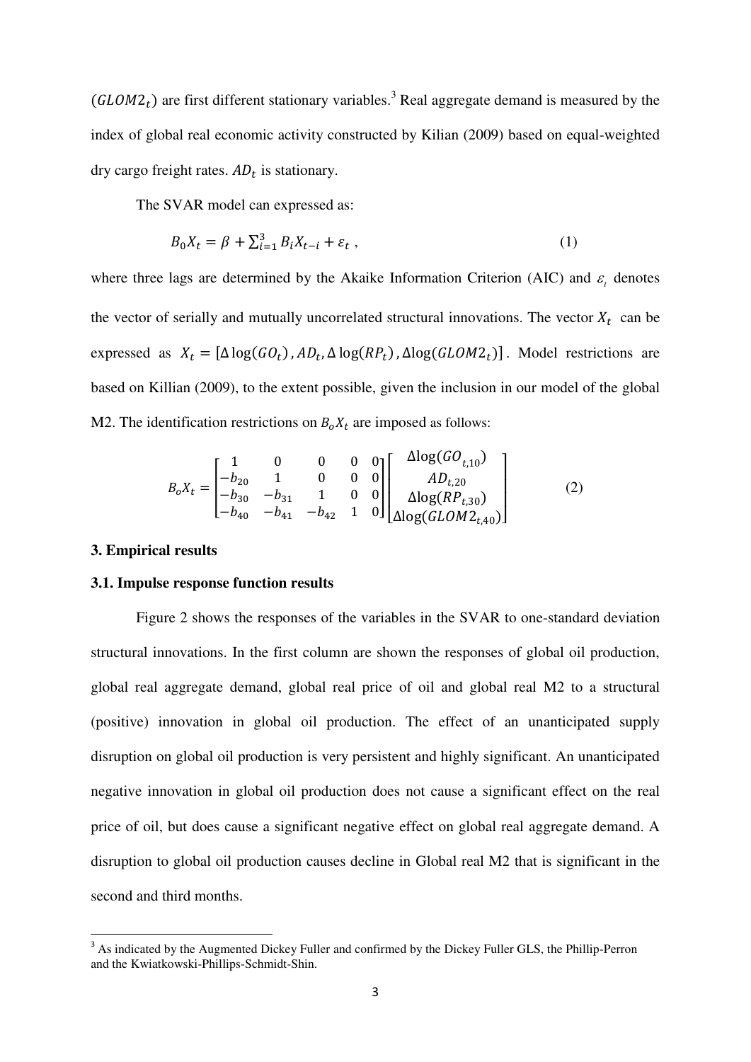($GLOM2_t$) are first different stationary variables.[3] Real aggregate demand is measured by the index of global real economic activity constructed by Kilian (2009) based on equal-weighted dry cargo freight rates. $AD_t$ is stationary.

The SVAR model can expressed as:

$$B_0 X_t = \beta + \sum_{i=1}^{3} B_i X_{t-i} + \varepsilon_t \,, \tag{1}$$

where three lags are determined by the Akaike Information Criterion (AIC) and $\varepsilon_t$ denotes the vector of serially and mutually uncorrelated structural innovations. The vector $X_t$ can be expressed as $X_t = [\Delta \log(GO_t), AD_t, \Delta \log(RP_t), \Delta\log(GLOM2_t)]$. Model restrictions are based on Killian (2009), to the extent possible, given the inclusion in our model of the global M2. The identification restrictions on $B_o X_t$ are imposed as follows:

$$B_o X_t = \begin{bmatrix} 1 & 0 & 0 & 0 & 0 \\ -b_{20} & 1 & 0 & 0 & 0 \\ -b_{30} & -b_{31} & 1 & 0 & 0 \\ -b_{40} & -b_{41} & -b_{42} & 1 & 0 \end{bmatrix} \begin{bmatrix} \Delta\log(GO_{t,10}) \\ AD_{t,20} \\ \Delta\log(RP_{t,30}) \\ \Delta\log(GLOM2_{t,40}) \end{bmatrix} \tag{2}$$

## 3. Empirical results

### 3.1. Impulse response function results

Figure 2 shows the responses of the variables in the SVAR to one-standard deviation structural innovations. In the first column are shown the responses of global oil production, global real aggregate demand, global real price of oil and global real M2 to a structural (positive) innovation in global oil production. The effect of an unanticipated supply disruption on global oil production is very persistent and highly significant. An unanticipated negative innovation in global oil production does not cause a significant effect on the real price of oil, but does cause a significant negative effect on global real aggregate demand. A disruption to global oil production causes decline in Global real M2 that is significant in the second and third months.

[3] As indicated by the Augmented Dickey Fuller and confirmed by the Dickey Fuller GLS, the Phillip-Perron and the Kwiatkowski-Phillips-Schmidt-Shin.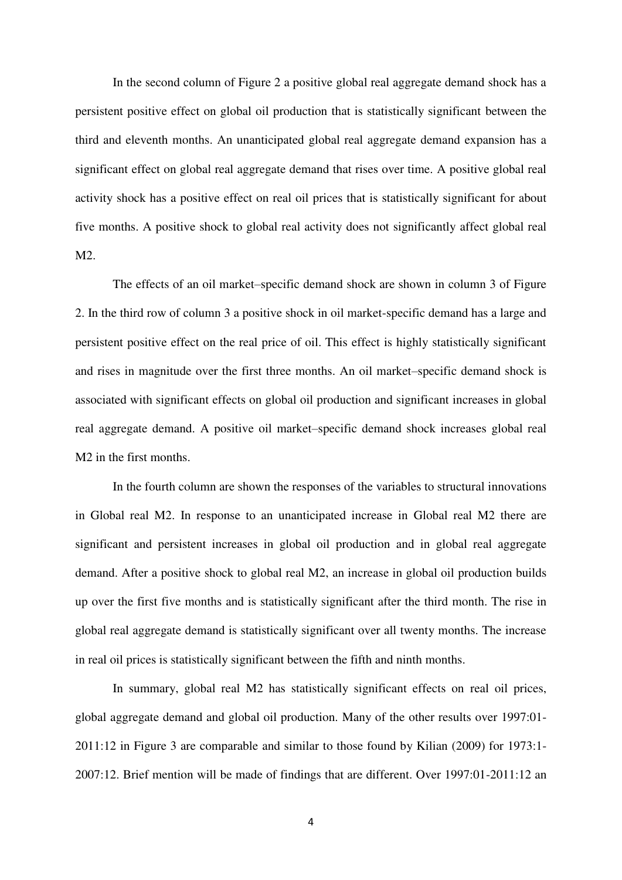In the second column of Figure 2 a positive global real aggregate demand shock has a persistent positive effect on global oil production that is statistically significant between the third and eleventh months. An unanticipated global real aggregate demand expansion has a significant effect on global real aggregate demand that rises over time. A positive global real activity shock has a positive effect on real oil prices that is statistically significant for about five months. A positive shock to global real activity does not significantly affect global real M2.

The effects of an oil market–specific demand shock are shown in column 3 of Figure 2. In the third row of column 3 a positive shock in oil market-specific demand has a large and persistent positive effect on the real price of oil. This effect is highly statistically significant and rises in magnitude over the first three months. An oil market–specific demand shock is associated with significant effects on global oil production and significant increases in global real aggregate demand. A positive oil market–specific demand shock increases global real M2 in the first months.

In the fourth column are shown the responses of the variables to structural innovations in Global real M2. In response to an unanticipated increase in Global real M2 there are significant and persistent increases in global oil production and in global real aggregate demand. After a positive shock to global real M2, an increase in global oil production builds up over the first five months and is statistically significant after the third month. The rise in global real aggregate demand is statistically significant over all twenty months. The increase in real oil prices is statistically significant between the fifth and ninth months.

In summary, global real M2 has statistically significant effects on real oil prices, global aggregate demand and global oil production. Many of the other results over 1997:01-2011:12 in Figure 3 are comparable and similar to those found by Kilian (2009) for 1973:1-2007:12. Brief mention will be made of findings that are different. Over 1997:01-2011:12 an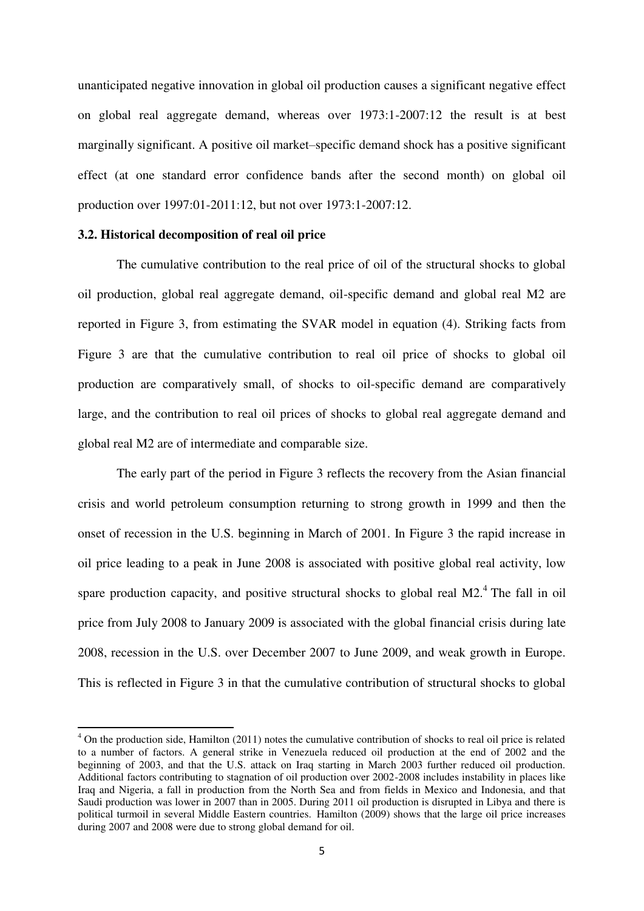unanticipated negative innovation in global oil production causes a significant negative effect on global real aggregate demand, whereas over 1973:1-2007:12 the result is at best marginally significant. A positive oil market–specific demand shock has a positive significant effect (at one standard error confidence bands after the second month) on global oil production over 1997:01-2011:12, but not over 1973:1-2007:12.

### 3.2. Historical decomposition of real oil price

The cumulative contribution to the real price of oil of the structural shocks to global oil production, global real aggregate demand, oil-specific demand and global real M2 are reported in Figure 3, from estimating the SVAR model in equation (4). Striking facts from Figure 3 are that the cumulative contribution to real oil price of shocks to global oil production are comparatively small, of shocks to oil-specific demand are comparatively large, and the contribution to real oil prices of shocks to global real aggregate demand and global real M2 are of intermediate and comparable size.

The early part of the period in Figure 3 reflects the recovery from the Asian financial crisis and world petroleum consumption returning to strong growth in 1999 and then the onset of recession in the U.S. beginning in March of 2001. In Figure 3 the rapid increase in oil price leading to a peak in June 2008 is associated with positive global real activity, low spare production capacity, and positive structural shocks to global real M2.[4] The fall in oil price from July 2008 to January 2009 is associated with the global financial crisis during late 2008, recession in the U.S. over December 2007 to June 2009, and weak growth in Europe. This is reflected in Figure 3 in that the cumulative contribution of structural shocks to global

---

[4] On the production side, Hamilton (2011) notes the cumulative contribution of shocks to real oil price is related to a number of factors. A general strike in Venezuela reduced oil production at the end of 2002 and the beginning of 2003, and that the U.S. attack on Iraq starting in March 2003 further reduced oil production. Additional factors contributing to stagnation of oil production over 2002-2008 includes instability in places like Iraq and Nigeria, a fall in production from the North Sea and from fields in Mexico and Indonesia, and that Saudi production was lower in 2007 than in 2005. During 2011 oil production is disrupted in Libya and there is political turmoil in several Middle Eastern countries. Hamilton (2009) shows that the large oil price increases during 2007 and 2008 were due to strong global demand for oil.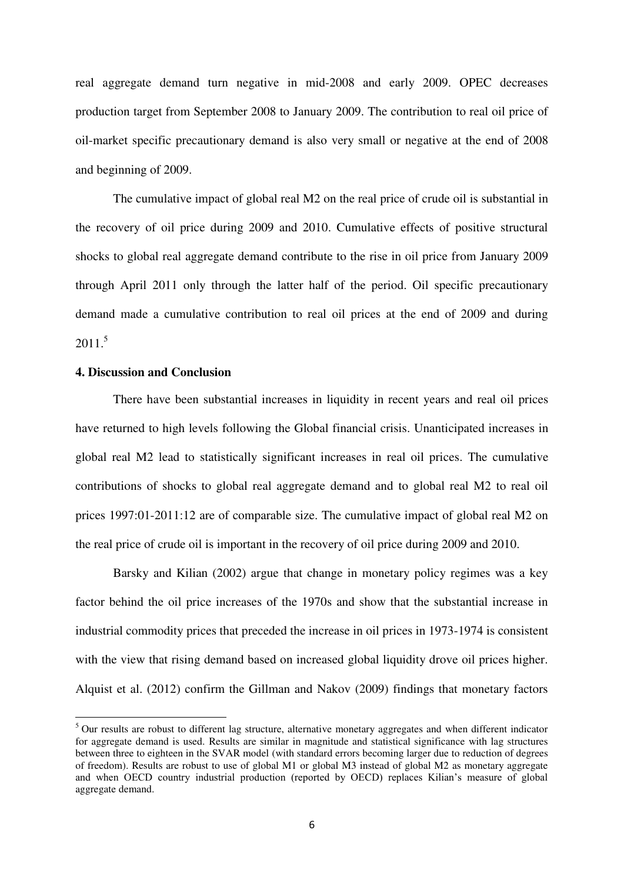real aggregate demand turn negative in mid-2008 and early 2009. OPEC decreases production target from September 2008 to January 2009. The contribution to real oil price of oil-market specific precautionary demand is also very small or negative at the end of 2008 and beginning of 2009.

The cumulative impact of global real M2 on the real price of crude oil is substantial in the recovery of oil price during 2009 and 2010. Cumulative effects of positive structural shocks to global real aggregate demand contribute to the rise in oil price from January 2009 through April 2011 only through the latter half of the period. Oil specific precautionary demand made a cumulative contribution to real oil prices at the end of 2009 and during 2011.[5]

**4. Discussion and Conclusion**

There have been substantial increases in liquidity in recent years and real oil prices have returned to high levels following the Global financial crisis. Unanticipated increases in global real M2 lead to statistically significant increases in real oil prices. The cumulative contributions of shocks to global real aggregate demand and to global real M2 to real oil prices 1997:01-2011:12 are of comparable size. The cumulative impact of global real M2 on the real price of crude oil is important in the recovery of oil price during 2009 and 2010.

Barsky and Kilian (2002) argue that change in monetary policy regimes was a key factor behind the oil price increases of the 1970s and show that the substantial increase in industrial commodity prices that preceded the increase in oil prices in 1973-1974 is consistent with the view that rising demand based on increased global liquidity drove oil prices higher. Alquist et al. (2012) confirm the Gillman and Nakov (2009) findings that monetary factors

[5] Our results are robust to different lag structure, alternative monetary aggregates and when different indicator for aggregate demand is used. Results are similar in magnitude and statistical significance with lag structures between three to eighteen in the SVAR model (with standard errors becoming larger due to reduction of degrees of freedom). Results are robust to use of global M1 or global M3 instead of global M2 as monetary aggregate and when OECD country industrial production (reported by OECD) replaces Kilian's measure of global aggregate demand.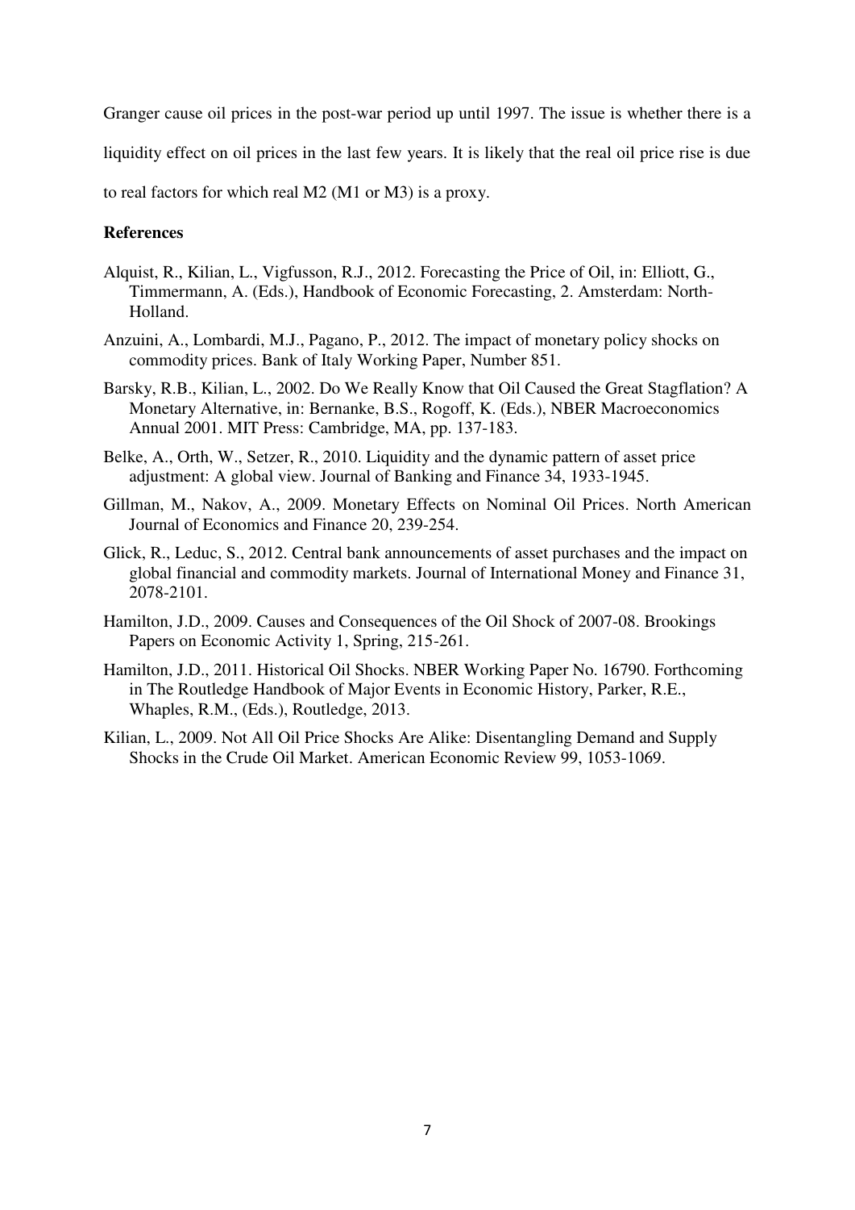Granger cause oil prices in the post-war period up until 1997. The issue is whether there is a liquidity effect on oil prices in the last few years. It is likely that the real oil price rise is due to real factors for which real M2 (M1 or M3) is a proxy.

**References**

Alquist, R., Kilian, L., Vigfusson, R.J., 2012. Forecasting the Price of Oil, in: Elliott, G., Timmermann, A. (Eds.), Handbook of Economic Forecasting, 2. Amsterdam: North-Holland.

Anzuini, A., Lombardi, M.J., Pagano, P., 2012. The impact of monetary policy shocks on commodity prices. Bank of Italy Working Paper, Number 851.

Barsky, R.B., Kilian, L., 2002. Do We Really Know that Oil Caused the Great Stagflation? A Monetary Alternative, in: Bernanke, B.S., Rogoff, K. (Eds.), NBER Macroeconomics Annual 2001. MIT Press: Cambridge, MA, pp. 137-183.

Belke, A., Orth, W., Setzer, R., 2010. Liquidity and the dynamic pattern of asset price adjustment: A global view. Journal of Banking and Finance 34, 1933-1945.

Gillman, M., Nakov, A., 2009. Monetary Effects on Nominal Oil Prices. North American Journal of Economics and Finance 20, 239-254.

Glick, R., Leduc, S., 2012. Central bank announcements of asset purchases and the impact on global financial and commodity markets. Journal of International Money and Finance 31, 2078-2101.

Hamilton, J.D., 2009. Causes and Consequences of the Oil Shock of 2007-08. Brookings Papers on Economic Activity 1, Spring, 215-261.

Hamilton, J.D., 2011. Historical Oil Shocks. NBER Working Paper No. 16790. Forthcoming in The Routledge Handbook of Major Events in Economic History, Parker, R.E., Whaples, R.M., (Eds.), Routledge, 2013.

Kilian, L., 2009. Not All Oil Price Shocks Are Alike: Disentangling Demand and Supply Shocks in the Crude Oil Market. American Economic Review 99, 1053-1069.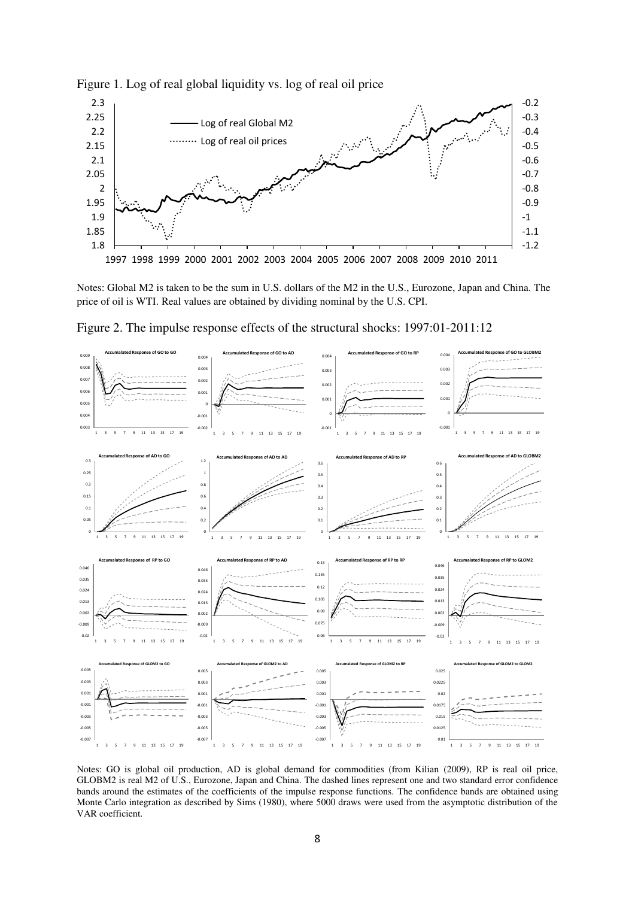Figure 1. Log of real global liquidity vs. log of real oil price

Notes: Global M2 is taken to be the sum in U.S. dollars of the M2 in the U.S., Eurozone, Japan and China. The price of oil is WTI. Real values are obtained by dividing nominal by the U.S. CPI.

Figure 2. The impulse response effects of the structural shocks: 1997:01-2011:12

Notes: GO is global oil production, AD is global demand for commodities (from Kilian (2009), RP is real oil price, GLOBM2 is real M2 of U.S., Eurozone, Japan and China. The dashed lines represent one and two standard error confidence bands around the estimates of the coefficients of the impulse response functions. The confidence bands are obtained using Monte Carlo integration as described by Sims (1980), where 5000 draws were used from the asymptotic distribution of the VAR coefficient.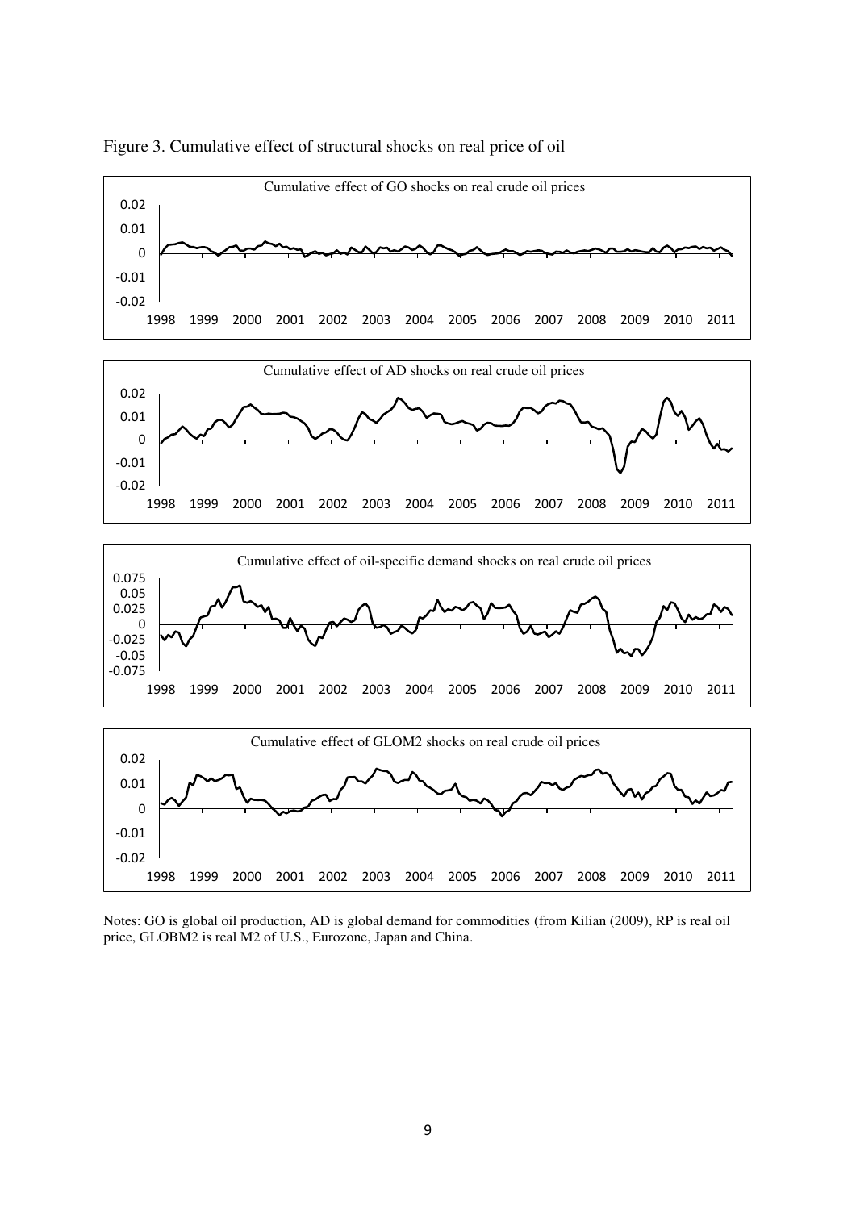Figure 3. Cumulative effect of structural shocks on real price of oil

Cumulative effect of GO shocks on real crude oil prices

0.02
0.01
0
-0.01
-0.02

1998 1999 2000 2001 2002 2003 2004 2005 2006 2007 2008 2009 2010 2011

Cumulative effect of AD shocks on real crude oil prices

0.02
0.01
0
-0.01
-0.02

1998 1999 2000 2001 2002 2003 2004 2005 2006 2007 2008 2009 2010 2011

Cumulative effect of oil-specific demand shocks on real crude oil prices

0.075
0.05
0.025
0
-0.025
-0.05
-0.075

1998 1999 2000 2001 2002 2003 2004 2005 2006 2007 2008 2009 2010 2011

Cumulative effect of GLOM2 shocks on real crude oil prices

0.02
0.01
0
-0.01
-0.02

1998 1999 2000 2001 2002 2003 2004 2005 2006 2007 2008 2009 2010 2011

Notes: GO is global oil production, AD is global demand for commodities (from Kilian (2009), RP is real oil price, GLOBM2 is real M2 of U.S., Eurozone, Japan and China.